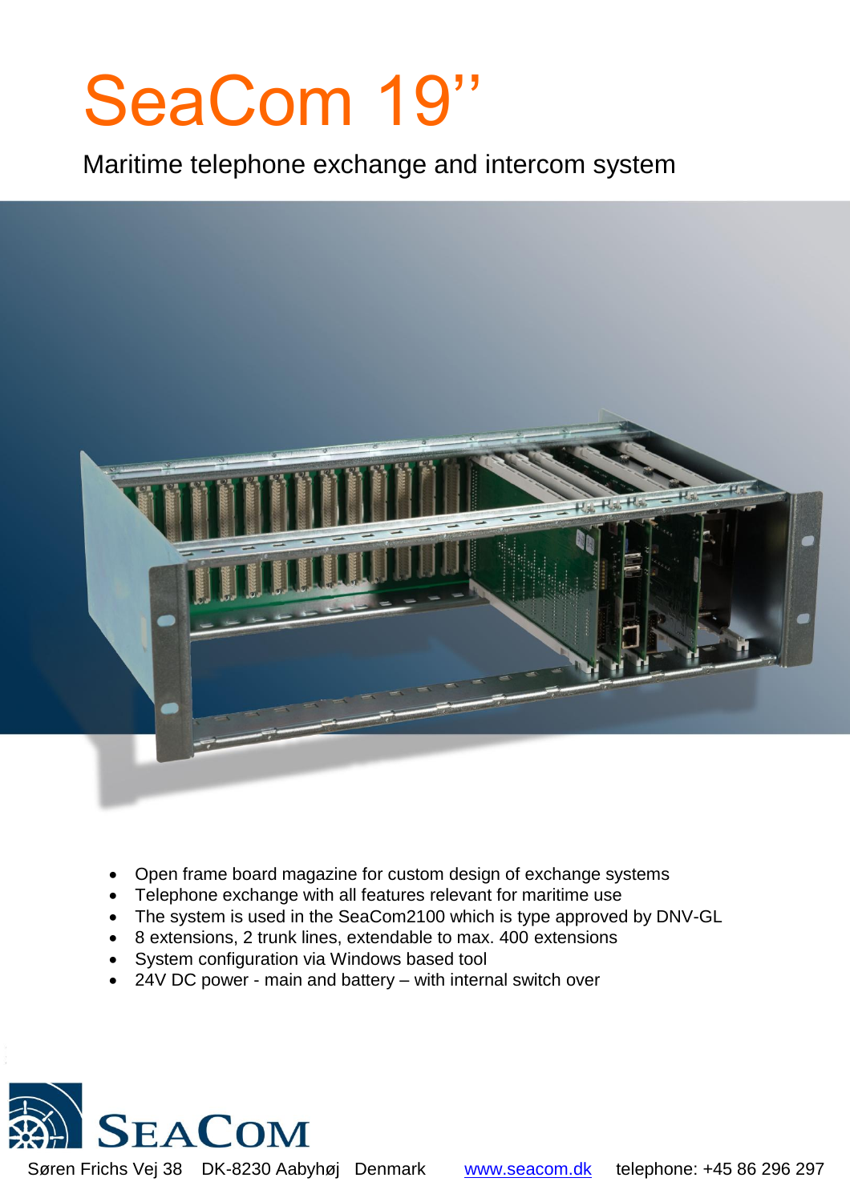# SeaCom 19''

Maritime telephone exchange and intercom system

- Open frame board magazine for custom design of exchange systems
- Telephone exchange with all features relevant for maritime use
- The system is used in the SeaCom2100 which is type approved by DNV-GL
- 8 extensions, 2 trunk lines, extendable to max. 400 extensions
- System configuration via Windows based tool
- 24V DC power - main and battery – with internal switch over

SEACOM

Søren Frichs Vej 38 DK-8230 Aabyhøj Denmark www.seacom.dk telephone: +45 86 296 297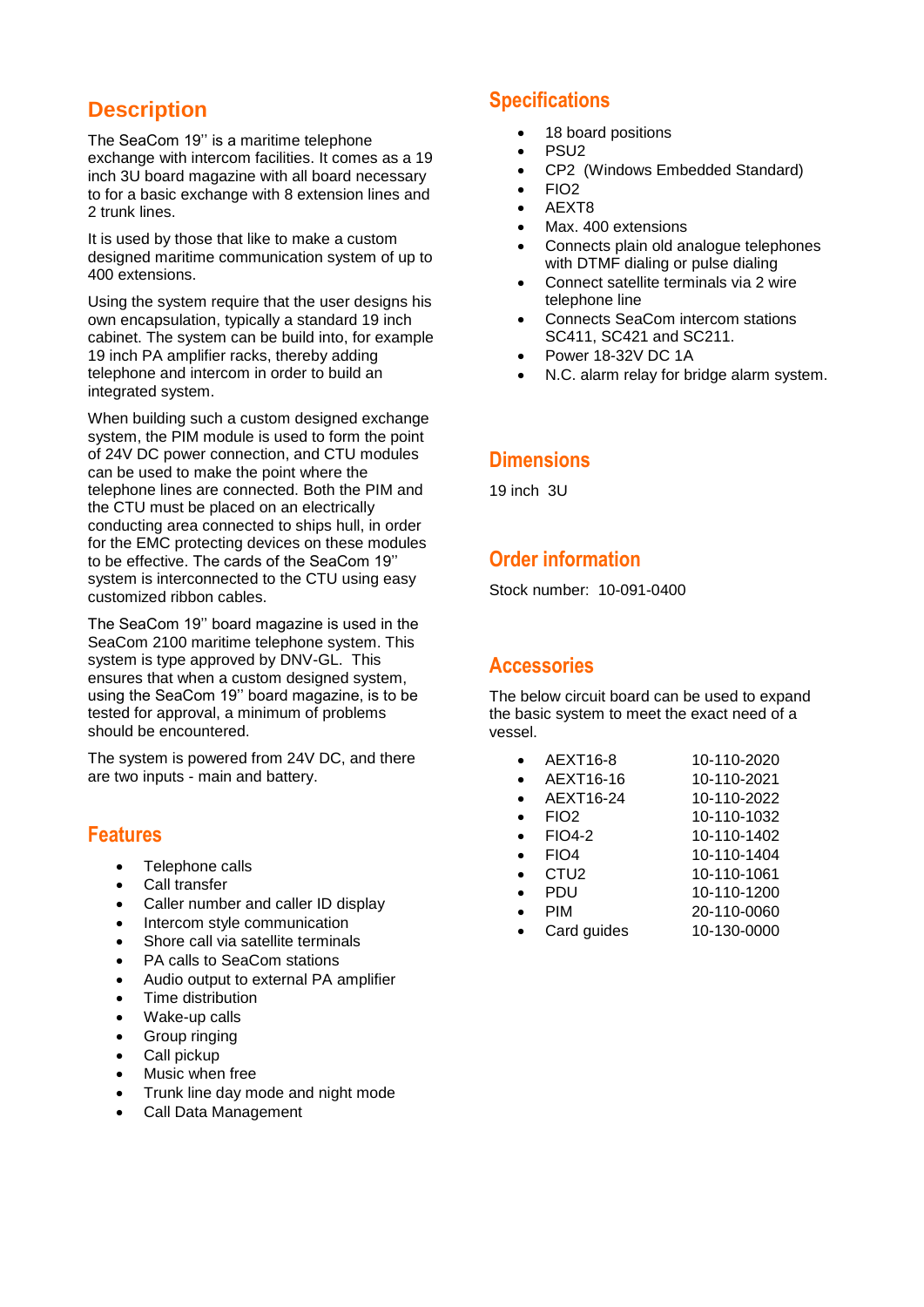## Description

The SeaCom 19'' is a maritime telephone exchange with intercom facilities. It comes as a 19 inch 3U board magazine with all board necessary to for a basic exchange with 8 extension lines and 2 trunk lines.

It is used by those that like to make a custom designed maritime communication system of up to 400 extensions.

Using the system require that the user designs his own encapsulation, typically a standard 19 inch cabinet. The system can be build into, for example 19 inch PA amplifier racks, thereby adding telephone and intercom in order to build an integrated system.

When building such a custom designed exchange system, the PIM module is used to form the point of 24V DC power connection, and CTU modules can be used to make the point where the telephone lines are connected. Both the PIM and the CTU must be placed on an electrically conducting area connected to ships hull, in order for the EMC protecting devices on these modules to be effective. The cards of the SeaCom 19'' system is interconnected to the CTU using easy customized ribbon cables.

The SeaCom 19'' board magazine is used in the SeaCom 2100 maritime telephone system. This system is type approved by DNV-GL. This ensures that when a custom designed system, using the SeaCom 19'' board magazine, is to be tested for approval, a minimum of problems should be encountered.

The system is powered from 24V DC, and there are two inputs - main and battery.

## Features

- Telephone calls
- Call transfer
- Caller number and caller ID display
- Intercom style communication
- Shore call via satellite terminals
- PA calls to SeaCom stations
- Audio output to external PA amplifier
- Time distribution
- Wake-up calls
- Group ringing
- Call pickup
- Music when free
- Trunk line day mode and night mode
- Call Data Management

## Specifications

- 18 board positions
- PSU2
- CP2 (Windows Embedded Standard)
- FIO2
- AEXT8
- Max. 400 extensions
- Connects plain old analogue telephones with DTMF dialing or pulse dialing
- Connect satellite terminals via 2 wire telephone line
- Connects SeaCom intercom stations SC411, SC421 and SC211.
- Power 18-32V DC 1A
- N.C. alarm relay for bridge alarm system.

## Dimensions

19 inch 3U

## Order information

Stock number: 10-091-0400

## Accessories

The below circuit board can be used to expand the basic system to meet the exact need of a vessel.

| | |
|---|---|
| AEXT16-8 | 10-110-2020 |
| AEXT16-16 | 10-110-2021 |
| AEXT16-24 | 10-110-2022 |
| FIO2 | 10-110-1032 |
| FIO4-2 | 10-110-1402 |
| FIO4 | 10-110-1404 |
| CTU2 | 10-110-1061 |
| PDU | 10-110-1200 |
| PIM | 20-110-0060 |
| Card guides | 10-130-0000 |